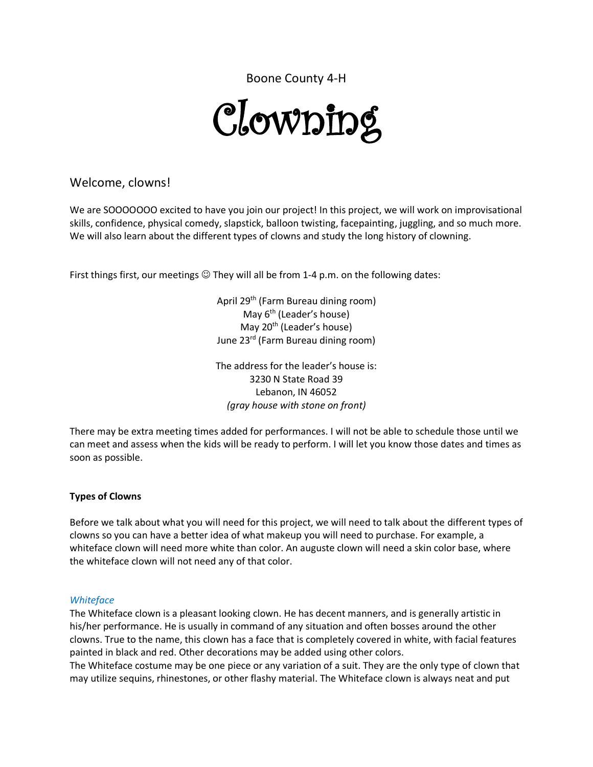Boone County 4-H

# Clowning

## Welcome, clowns!

We are SOOOOOOO excited to have you join our project! In this project, we will work on improvisational skills, confidence, physical comedy, slapstick, balloon twisting, facepainting, juggling, and so much more. We will also learn about the different types of clowns and study the long history of clowning.

First things first, our meetings ☺ They will all be from 1-4 p.m. on the following dates:

April 29th (Farm Bureau dining room)
May 6th (Leader's house)
May 20th (Leader's house)
June 23rd (Farm Bureau dining room)

The address for the leader's house is:
3230 N State Road 39
Lebanon, IN 46052
*(gray house with stone on front)*

There may be extra meeting times added for performances. I will not be able to schedule those until we can meet and assess when the kids will be ready to perform. I will let you know those dates and times as soon as possible.

**Types of Clowns**

Before we talk about what you will need for this project, we will need to talk about the different types of clowns so you can have a better idea of what makeup you will need to purchase. For example, a whiteface clown will need more white than color. An auguste clown will need a skin color base, where the whiteface clown will not need any of that color.

*Whiteface*

The Whiteface clown is a pleasant looking clown. He has decent manners, and is generally artistic in his/her performance. He is usually in command of any situation and often bosses around the other clowns. True to the name, this clown has a face that is completely covered in white, with facial features painted in black and red. Other decorations may be added using other colors.

The Whiteface costume may be one piece or any variation of a suit. They are the only type of clown that may utilize sequins, rhinestones, or other flashy material. The Whiteface clown is always neat and put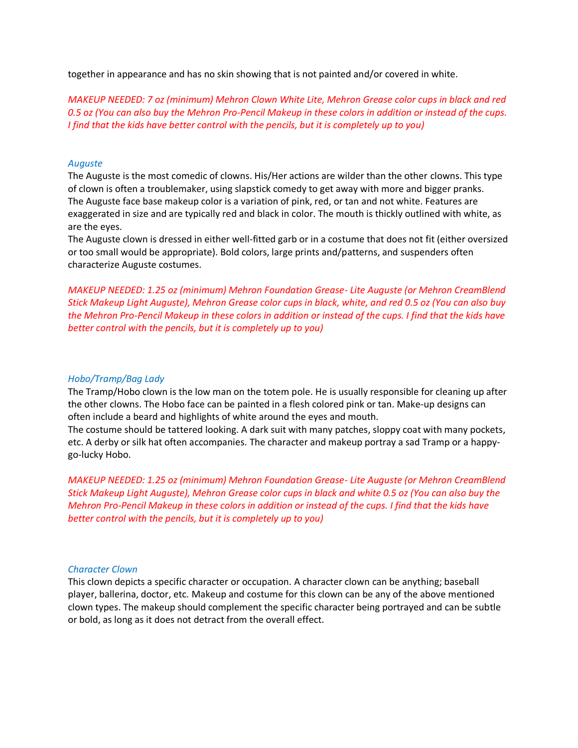together in appearance and has no skin showing that is not painted and/or covered in white.

*MAKEUP NEEDED: 7 oz (minimum) Mehron Clown White Lite, Mehron Grease color cups in black and red 0.5 oz (You can also buy the Mehron Pro-Pencil Makeup in these colors in addition or instead of the cups. I find that the kids have better control with the pencils, but it is completely up to you)*

### *Auguste*

The Auguste is the most comedic of clowns. His/Her actions are wilder than the other clowns. This type of clown is often a troublemaker, using slapstick comedy to get away with more and bigger pranks. The Auguste face base makeup color is a variation of pink, red, or tan and not white. Features are exaggerated in size and are typically red and black in color. The mouth is thickly outlined with white, as are the eyes.

The Auguste clown is dressed in either well-fitted garb or in a costume that does not fit (either oversized or too small would be appropriate). Bold colors, large prints and/patterns, and suspenders often characterize Auguste costumes.

*MAKEUP NEEDED: 1.25 oz (minimum) Mehron Foundation Grease- Lite Auguste (or Mehron CreamBlend Stick Makeup Light Auguste), Mehron Grease color cups in black, white, and red 0.5 oz (You can also buy the Mehron Pro-Pencil Makeup in these colors in addition or instead of the cups. I find that the kids have better control with the pencils, but it is completely up to you)*

### *Hobo/Tramp/Bag Lady*

The Tramp/Hobo clown is the low man on the totem pole. He is usually responsible for cleaning up after the other clowns. The Hobo face can be painted in a flesh colored pink or tan. Make-up designs can often include a beard and highlights of white around the eyes and mouth.

The costume should be tattered looking. A dark suit with many patches, sloppy coat with many pockets, etc. A derby or silk hat often accompanies. The character and makeup portray a sad Tramp or a happy-go-lucky Hobo.

*MAKEUP NEEDED: 1.25 oz (minimum) Mehron Foundation Grease- Lite Auguste (or Mehron CreamBlend Stick Makeup Light Auguste), Mehron Grease color cups in black and white 0.5 oz (You can also buy the Mehron Pro-Pencil Makeup in these colors in addition or instead of the cups. I find that the kids have better control with the pencils, but it is completely up to you)*

### *Character Clown*

This clown depicts a specific character or occupation. A character clown can be anything; baseball player, ballerina, doctor, etc. Makeup and costume for this clown can be any of the above mentioned clown types. The makeup should complement the specific character being portrayed and can be subtle or bold, as long as it does not detract from the overall effect.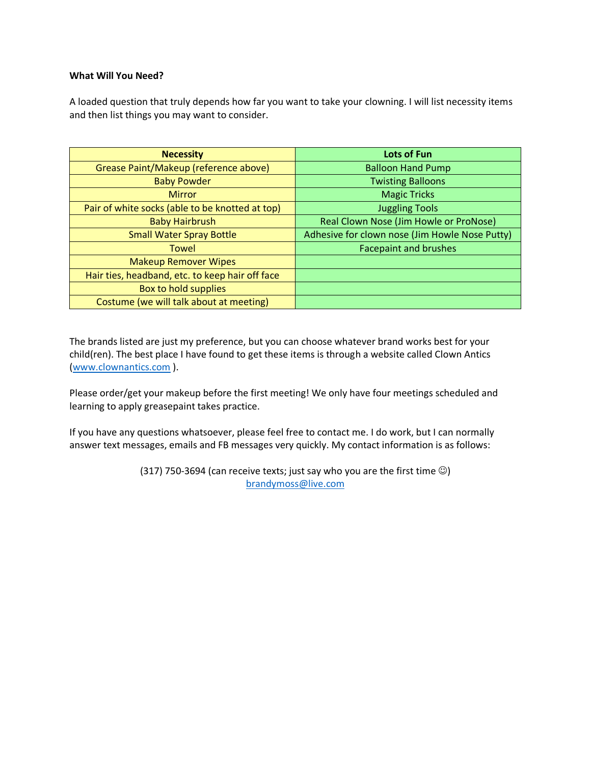**What Will You Need?**

A loaded question that truly depends how far you want to take your clowning. I will list necessity items and then list things you may want to consider.

| Necessity | Lots of Fun |
| --- | --- |
| Grease Paint/Makeup (reference above) | Balloon Hand Pump |
| Baby Powder | Twisting Balloons |
| Mirror | Magic Tricks |
| Pair of white socks (able to be knotted at top) | Juggling Tools |
| Baby Hairbrush | Real Clown Nose (Jim Howle or ProNose) |
| Small Water Spray Bottle | Adhesive for clown nose (Jim Howle Nose Putty) |
| Towel | Facepaint and brushes |
| Makeup Remover Wipes | |
| Hair ties, headband, etc. to keep hair off face | |
| Box to hold supplies | |
| Costume (we will talk about at meeting) | |

The brands listed are just my preference, but you can choose whatever brand works best for your child(ren). The best place I have found to get these items is through a website called Clown Antics (www.clownantics.com ).

Please order/get your makeup before the first meeting! We only have four meetings scheduled and learning to apply greasepaint takes practice.

If you have any questions whatsoever, please feel free to contact me. I do work, but I can normally answer text messages, emails and FB messages very quickly. My contact information is as follows:

(317) 750-3694 (can receive texts; just say who you are the first time ☺)
brandymoss@live.com